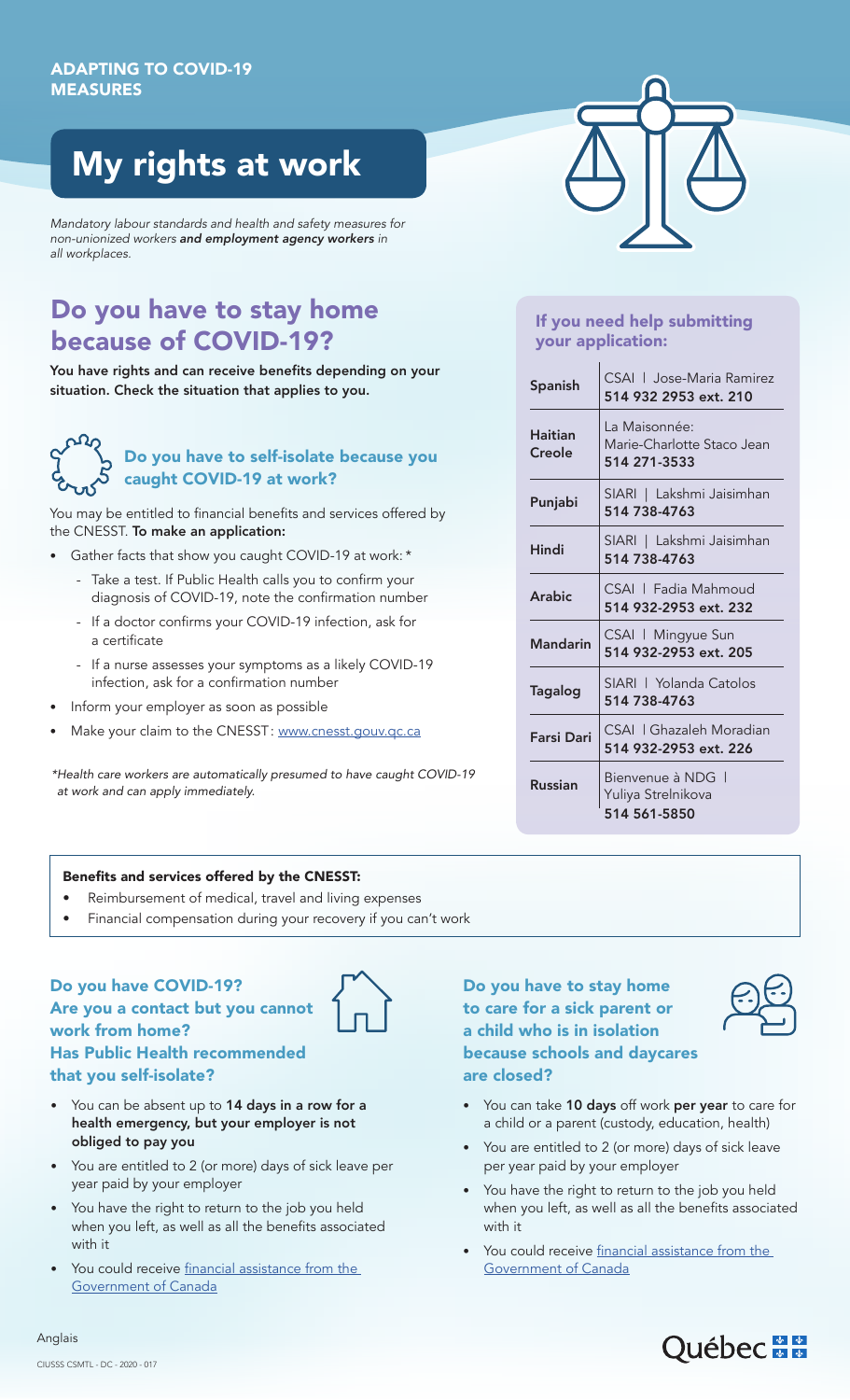ADAPTING TO COVID-19 MEASURES

# My rights at work

*Mandatory labour standards and health and safety measures for non-unionized workers **and employment agency workers** in all workplaces.*

## Do you have to stay home because of COVID-19?

**You have rights and can receive benefits depending on your situation. Check the situation that applies to you.**

### Do you have to self-isolate because you caught COVID-19 at work?

You may be entitled to financial benefits and services offered by the CNESST. **To make an application:**

- Gather facts that show you caught COVID-19 at work: *
  - Take a test. If Public Health calls you to confirm your diagnosis of COVID-19, note the confirmation number
  - If a doctor confirms your COVID-19 infection, ask for a certificate
  - If a nurse assesses your symptoms as a likely COVID-19 infection, ask for a confirmation number
- Inform your employer as soon as possible
- Make your claim to the CNESST: www.cnesst.gouv.qc.ca

*\*Health care workers are automatically presumed to have caught COVID-19 at work and can apply immediately.*

### If you need help submitting your application:

| | |
|---|---|
| Spanish | CSAI \| Jose-Maria Ramirez **514 932 2953 ext. 210** |
| Haitian Creole | La Maisonnée: Marie-Charlotte Staco Jean **514 271-3533** |
| Punjabi | SIARI \| Lakshmi Jaisimhan **514 738-4763** |
| Hindi | SIARI \| Lakshmi Jaisimhan **514 738-4763** |
| Arabic | CSAI \| Fadia Mahmoud **514 932-2953 ext. 232** |
| Mandarin | CSAI \| Mingyue Sun **514 932-2953 ext. 205** |
| Tagalog | SIARI \| Yolanda Catolos **514 738-4763** |
| Farsi Dari | CSAI \| Ghazaleh Moradian **514 932-2953 ext. 226** |
| Russian | Bienvenue à NDG \| Yuliya Strelnikova **514 561-5850** |

**Benefits and services offered by the CNESST:**

- Reimbursement of medical, travel and living expenses
- Financial compensation during your recovery if you can't work

### Do you have COVID-19? Are you a contact but you cannot work from home? Has Public Health recommended that you self-isolate?

- You can be absent up to **14 days in a row for a health emergency, but your employer is not obliged to pay you**
- You are entitled to 2 (or more) days of sick leave per year paid by your employer
- You have the right to return to the job you held when you left, as well as all the benefits associated with it
- You could receive financial assistance from the Government of Canada

### Do you have to stay home to care for a sick parent or a child who is in isolation because schools and daycares are closed?

- You can take **10 days** off work **per year** to care for a child or a parent (custody, education, health)
- You are entitled to 2 (or more) days of sick leave per year paid by your employer
- You have the right to return to the job you held when you left, as well as all the benefits associated with it
- You could receive financial assistance from the Government of Canada

Anglais

CIUSSS CSMTL - DC - 2020 - 017

Québec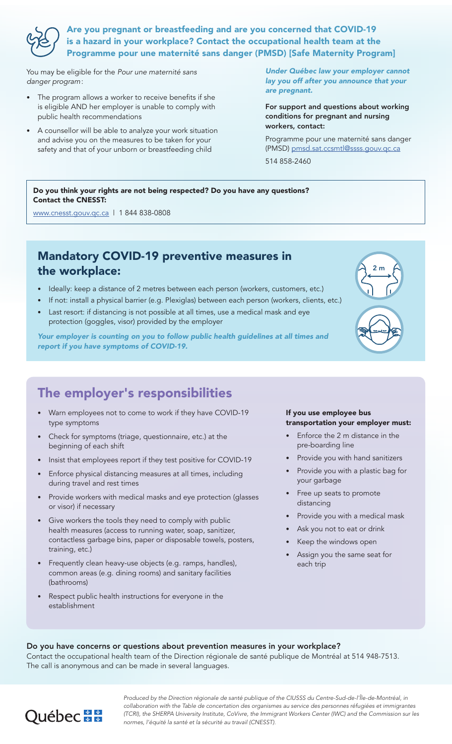## Are you pregnant or breastfeeding and are you concerned that COVID-19 is a hazard in your workplace? Contact the occupational health team at the Programme pour une maternité sans danger (PMSD) [Safe Maternity Program]

You may be eligible for the *Pour une maternité sans danger program*:

- The program allows a worker to receive benefits if she is eligible AND her employer is unable to comply with public health recommendations
- A counsellor will be able to analyze your work situation and advise you on the measures to be taken for your safety and that of your unborn or breastfeeding child

***Under Québec law your employer cannot lay you off after you announce that your are pregnant.***

**For support and questions about working conditions for pregnant and nursing workers, contact:**

Programme pour une maternité sans danger (PMSD) pmsd.sat.ccsmtl@ssss.gouv.qc.ca

514 858-2460

**Do you think your rights are not being respected? Do you have any questions? Contact the CNESST:**

www.cnesst.gouv.qc.ca | 1 844 838-0808

## Mandatory COVID-19 preventive measures in the workplace:

- Ideally: keep a distance of 2 metres between each person (workers, customers, etc.)
- If not: install a physical barrier (e.g. Plexiglas) between each person (workers, clients, etc.)
- Last resort: if distancing is not possible at all times, use a medical mask and eye protection (goggles, visor) provided by the employer

2 m

***Your employer is counting on you to follow public health guidelines at all times and report if you have symptoms of COVID-19.***

## The employer's responsibilities

- Warn employees not to come to work if they have COVID-19 type symptoms
- Check for symptoms (triage, questionnaire, etc.) at the beginning of each shift
- Insist that employees report if they test positive for COVID-19
- Enforce physical distancing measures at all times, including during travel and rest times
- Provide workers with medical masks and eye protection (glasses or visor) if necessary
- Give workers the tools they need to comply with public health measures (access to running water, soap, sanitizer, contactless garbage bins, paper or disposable towels, posters, training, etc.)
- Frequently clean heavy-use objects (e.g. ramps, handles), common areas (e.g. dining rooms) and sanitary facilities (bathrooms)
- Respect public health instructions for everyone in the establishment

**If you use employee bus transportation your employer must:**

- Enforce the 2 m distance in the pre-boarding line
- Provide you with hand sanitizers
- Provide you with a plastic bag for your garbage
- Free up seats to promote distancing
- Provide you with a medical mask
- Ask you not to eat or drink
- Keep the windows open
- Assign you the same seat for each trip

**Do you have concerns or questions about prevention measures in your workplace?**
Contact the occupational health team of the Direction régionale de santé publique de Montréal at 514 948-7513. The call is anonymous and can be made in several languages.

Québec

*Produced by the Direction régionale de santé publique of the CIUSSS du Centre-Sud-de-l'Île-de-Montréal, in collaboration with the Table de concertation des organismes au service des personnes réfugiées et immigrantes (TCRI), the SHERPA University Institute, CoVivre, the Immigrant Workers Center (IWC) and the Commission sur les normes, l'équité la santé et la sécurité au travail (CNESST).*